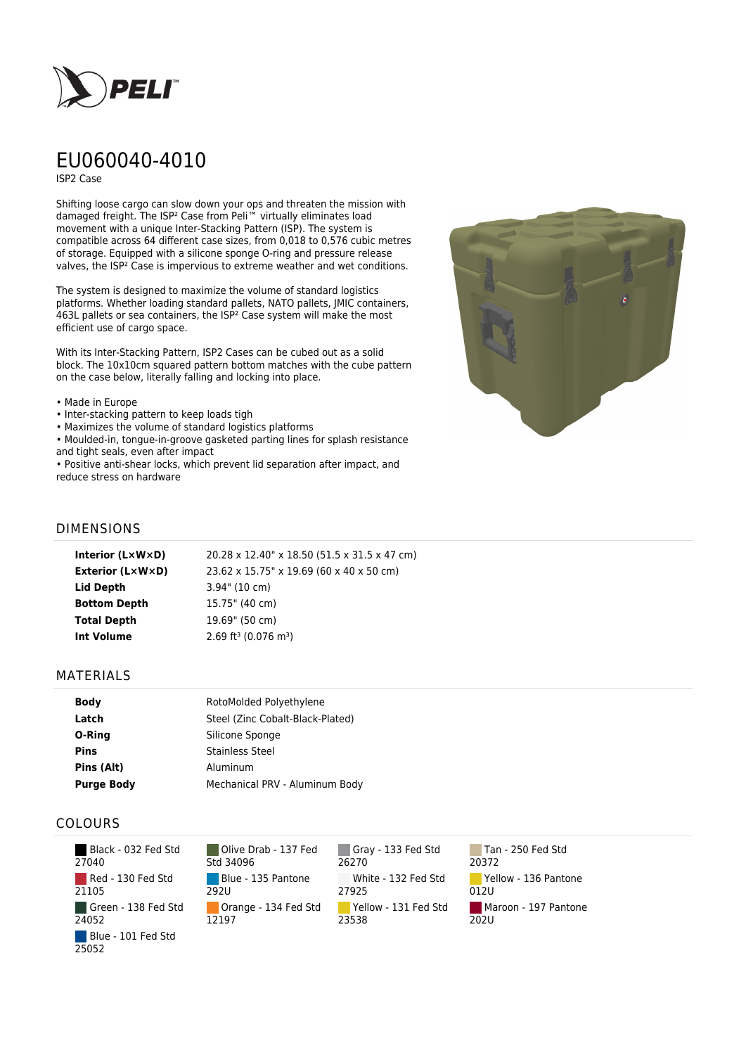# EU060040-4010

ISP2 Case

Shifting loose cargo can slow down your ops and threaten the mission with damaged freight. The ISP² Case from Peli™ virtually eliminates load movement with a unique Inter-Stacking Pattern (ISP). The system is compatible across 64 different case sizes, from 0,018 to 0,576 cubic metres of storage. Equipped with a silicone sponge O-ring and pressure release valves, the ISP² Case is impervious to extreme weather and wet conditions.

The system is designed to maximize the volume of standard logistics platforms. Whether loading standard pallets, NATO pallets, JMIC containers, 463L pallets or sea containers, the ISP² Case system will make the most efficient use of cargo space.

With its Inter-Stacking Pattern, ISP2 Cases can be cubed out as a solid block. The 10x10cm squared pattern bottom matches with the cube pattern on the case below, literally falling and locking into place.

- Made in Europe
- Inter-stacking pattern to keep loads tigh
- Maximizes the volume of standard logistics platforms
- Moulded-in, tongue-in-groove gasketed parting lines for splash resistance and tight seals, even after impact
- Positive anti-shear locks, which prevent lid separation after impact, and reduce stress on hardware

## DIMENSIONS

| | |
|---|---|
| **Interior (L×W×D)** | 20.28 x 12.40" x 18.50 (51.5 x 31.5 x 47 cm) |
| **Exterior (L×W×D)** | 23.62 x 15.75" x 19.69 (60 x 40 x 50 cm) |
| **Lid Depth** | 3.94" (10 cm) |
| **Bottom Depth** | 15.75" (40 cm) |
| **Total Depth** | 19.69" (50 cm) |
| **Int Volume** | 2.69 ft³ (0.076 m³) |

## MATERIALS

| | |
|---|---|
| **Body** | RotoMolded Polyethylene |
| **Latch** | Steel (Zinc Cobalt-Black-Plated) |
| **O-Ring** | Silicone Sponge |
| **Pins** | Stainless Steel |
| **Pins (Alt)** | Aluminum |
| **Purge Body** | Mechanical PRV - Aluminum Body |

## COLOURS

- Black - 032 Fed Std 27040
- Red - 130 Fed Std 21105
- Green - 138 Fed Std 24052
- Blue - 101 Fed Std 25052
- Olive Drab - 137 Fed Std 34096
- Blue - 135 Pantone 292U
- Orange - 134 Fed Std 12197
- Gray - 133 Fed Std 26270
- White - 132 Fed Std 27925
- Yellow - 131 Fed Std 23538
- Tan - 250 Fed Std 20372
- Yellow - 136 Pantone 012U
- Maroon - 197 Pantone 202U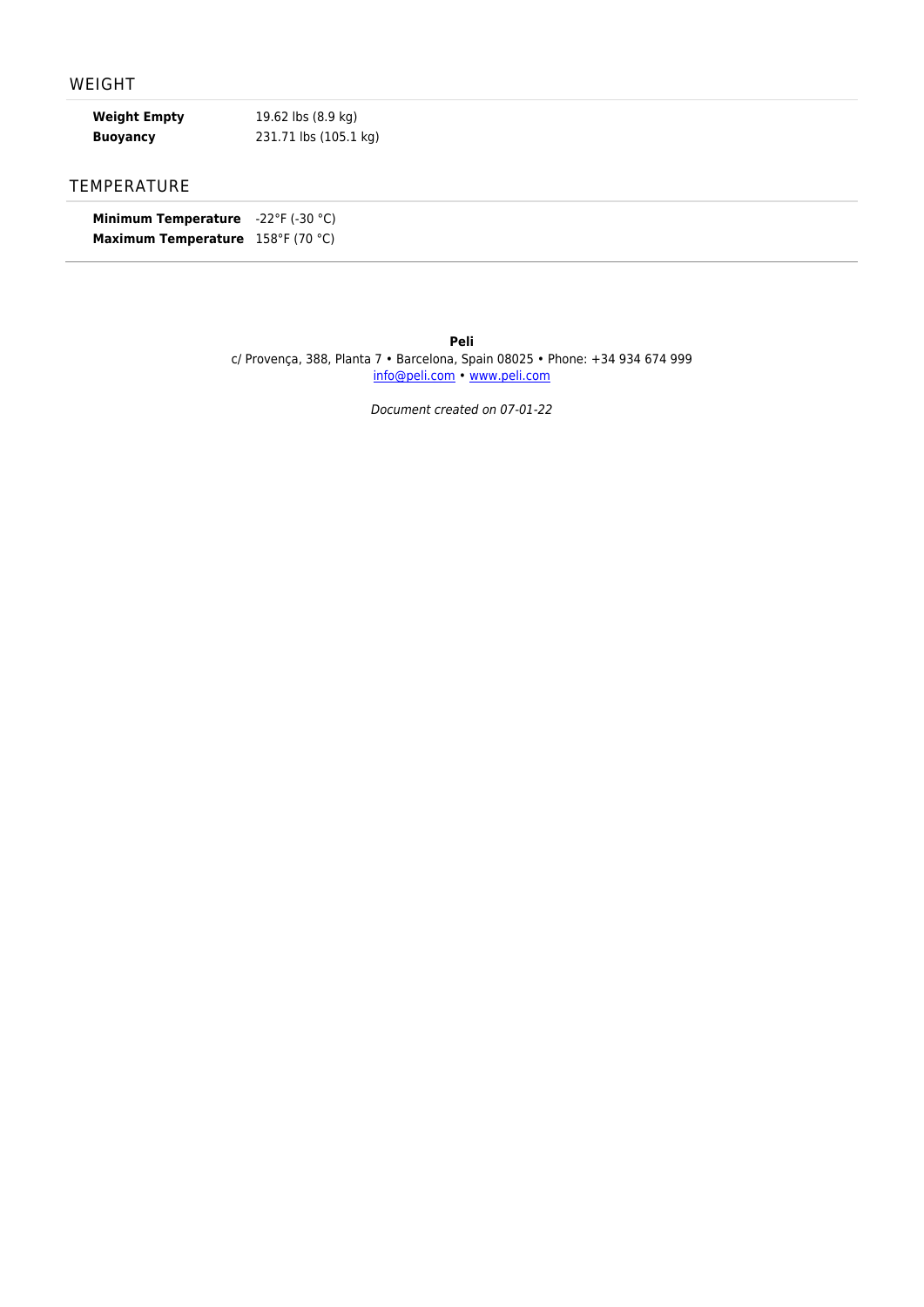## WEIGHT

| | |
|---|---|
| **Weight Empty** | 19.62 lbs (8.9 kg) |
| **Buoyancy** | 231.71 lbs (105.1 kg) |

## TEMPERATURE

| | |
|---|---|
| **Minimum Temperature** | -22°F (-30 °C) |
| **Maximum Temperature** | 158°F (70 °C) |

**Peli**
c/ Provença, 388, Planta 7 • Barcelona, Spain 08025 • Phone: +34 934 674 999
info@peli.com • www.peli.com

*Document created on 07-01-22*